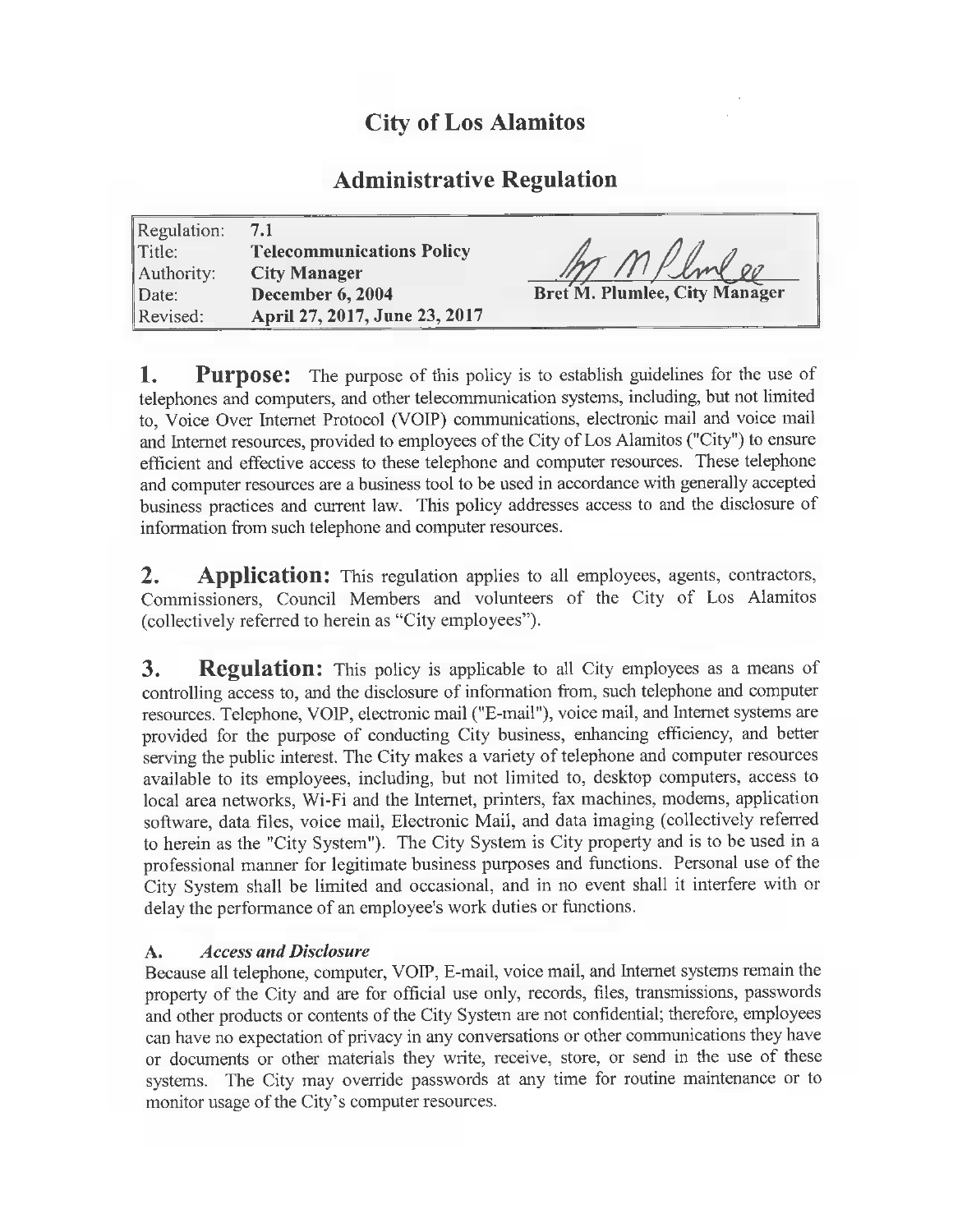# City of Los Alamitos

## Administrative Regulation

| | | |
|---|---|---|
| Regulation: | **7.1** | |
| Title: | **Telecommunications Policy** | |
| Authority: | **City Manager** | |
| Date: | **December 6, 2004** | **Bret M. Plumlee, City Manager** |
| Revised: | **April 27, 2017, June 23, 2017** | |

**1. Purpose:** The purpose of this policy is to establish guidelines for the use of telephones and computers, and other telecommunication systems, including, but not limited to, Voice Over Internet Protocol (VOIP) communications, electronic mail and voice mail and Internet resources, provided to employees of the City of Los Alamitos ("City") to ensure efficient and effective access to these telephone and computer resources. These telephone and computer resources are a business tool to be used in accordance with generally accepted business practices and current law. This policy addresses access to and the disclosure of information from such telephone and computer resources.

**2. Application:** This regulation applies to all employees, agents, contractors, Commissioners, Council Members and volunteers of the City of Los Alamitos (collectively referred to herein as "City employees").

**3. Regulation:** This policy is applicable to all City employees as a means of controlling access to, and the disclosure of information from, such telephone and computer resources. Telephone, VOIP, electronic mail ("E-mail"), voice mail, and Internet systems are provided for the purpose of conducting City business, enhancing efficiency, and better serving the public interest. The City makes a variety of telephone and computer resources available to its employees, including, but not limited to, desktop computers, access to local area networks, Wi-Fi and the Internet, printers, fax machines, modems, application software, data files, voice mail, Electronic Mail, and data imaging (collectively referred to herein as the "City System"). The City System is City property and is to be used in a professional manner for legitimate business purposes and functions. Personal use of the City System shall be limited and occasional, and in no event shall it interfere with or delay the performance of an employee's work duties or functions.

**A. *Access and Disclosure***

Because all telephone, computer, VOIP, E-mail, voice mail, and Internet systems remain the property of the City and are for official use only, records, files, transmissions, passwords and other products or contents of the City System are not confidential; therefore, employees can have no expectation of privacy in any conversations or other communications they have or documents or other materials they write, receive, store, or send in the use of these systems. The City may override passwords at any time for routine maintenance or to monitor usage of the City's computer resources.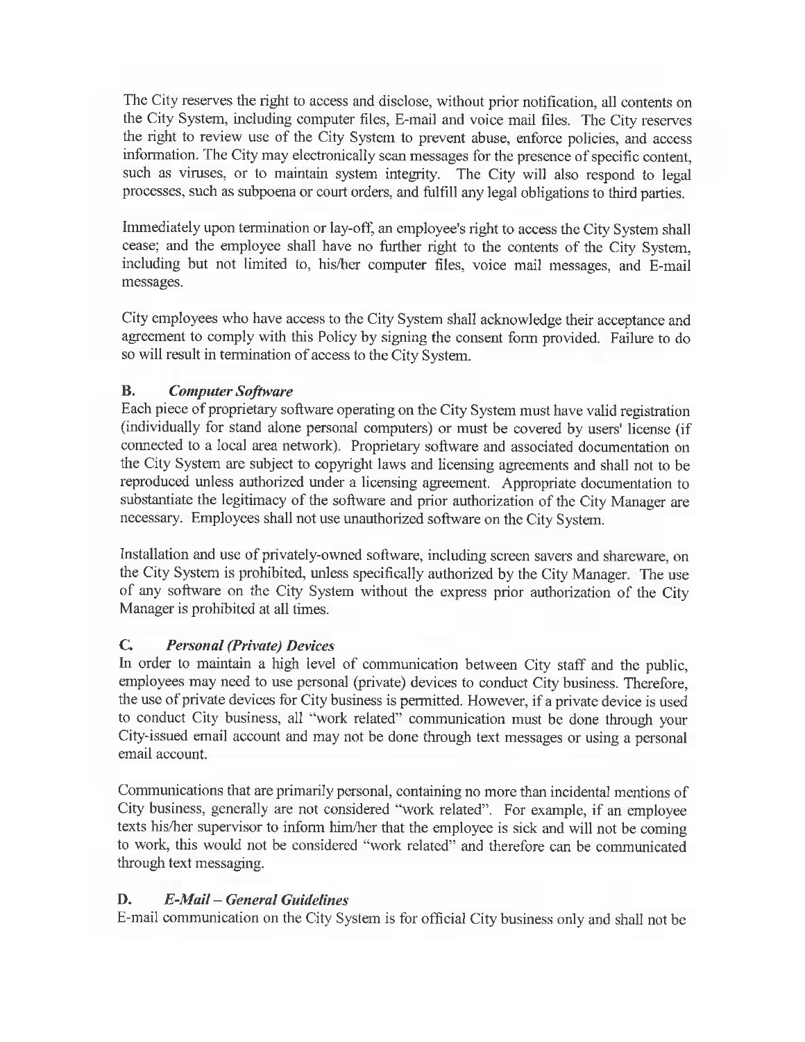The City reserves the right to access and disclose, without prior notification, all contents on the City System, including computer files, E-mail and voice mail files. The City reserves the right to review use of the City System to prevent abuse, enforce policies, and access information. The City may electronically scan messages for the presence of specific content, such as viruses, or to maintain system integrity. The City will also respond to legal processes, such as subpoena or court orders, and fulfill any legal obligations to third parties.

Immediately upon termination or lay-off, an employee's right to access the City System shall cease; and the employee shall have no further right to the contents of the City System, including but not limited to, his/her computer files, voice mail messages, and E-mail messages.

City employees who have access to the City System shall acknowledge their acceptance and agreement to comply with this Policy by signing the consent form provided. Failure to do so will result in termination of access to the City System.

### B. *Computer Software*

Each piece of proprietary software operating on the City System must have valid registration (individually for stand alone personal computers) or must be covered by users' license (if connected to a local area network). Proprietary software and associated documentation on the City System are subject to copyright laws and licensing agreements and shall not to be reproduced unless authorized under a licensing agreement. Appropriate documentation to substantiate the legitimacy of the software and prior authorization of the City Manager are necessary. Employees shall not use unauthorized software on the City System.

Installation and use of privately-owned software, including screen savers and shareware, on the City System is prohibited, unless specifically authorized by the City Manager. The use of any software on the City System without the express prior authorization of the City Manager is prohibited at all times.

### C. *Personal (Private) Devices*

In order to maintain a high level of communication between City staff and the public, employees may need to use personal (private) devices to conduct City business. Therefore, the use of private devices for City business is permitted. However, if a private device is used to conduct City business, all "work related" communication must be done through your City-issued email account and may not be done through text messages or using a personal email account.

Communications that are primarily personal, containing no more than incidental mentions of City business, generally are not considered "work related". For example, if an employee texts his/her supervisor to inform him/her that the employee is sick and will not be coming to work, this would not be considered "work related" and therefore can be communicated through text messaging.

### D. *E-Mail – General Guidelines*

E-mail communication on the City System is for official City business only and shall not be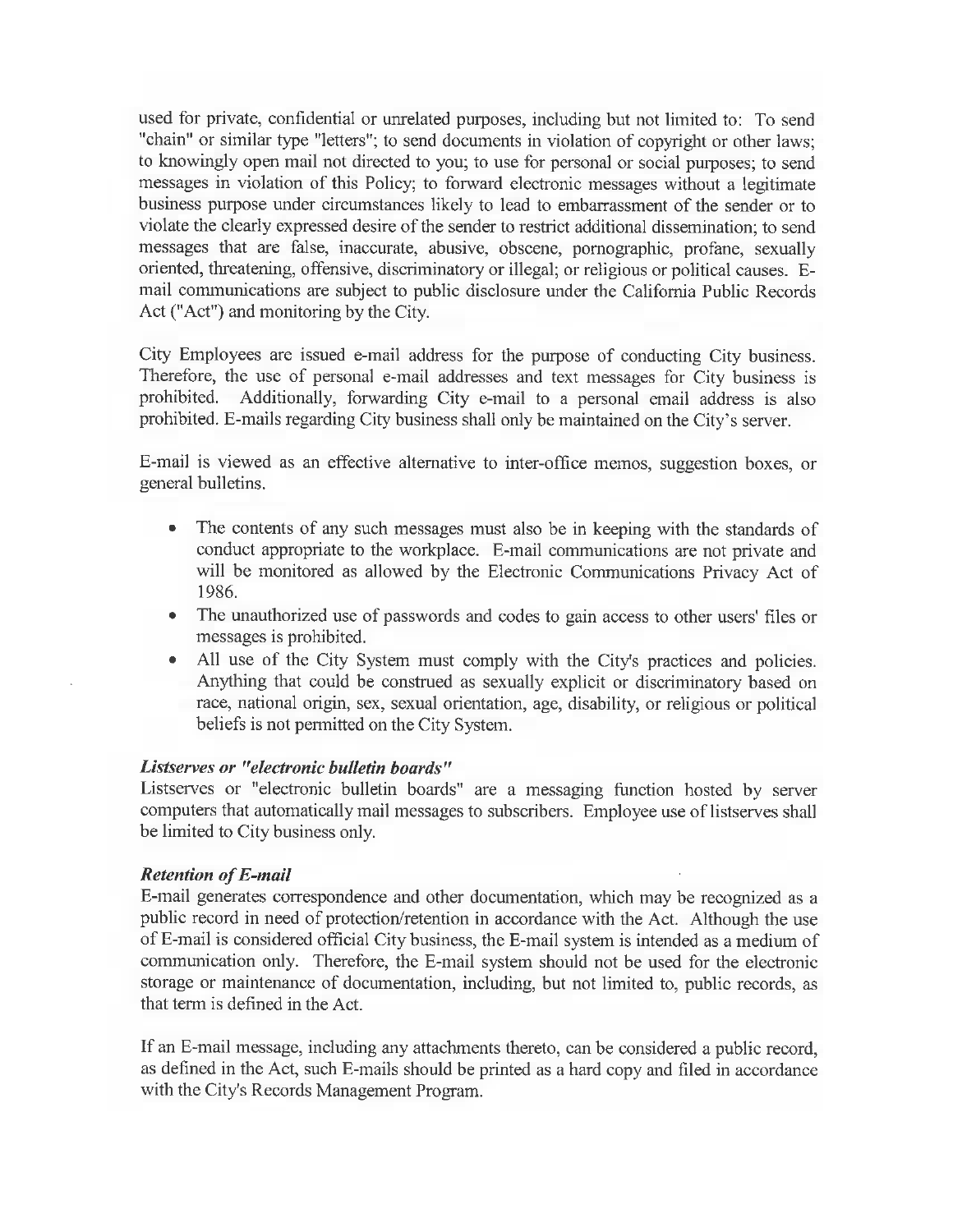used for private, confidential or unrelated purposes, including but not limited to: To send "chain" or similar type "letters"; to send documents in violation of copyright or other laws; to knowingly open mail not directed to you; to use for personal or social purposes; to send messages in violation of this Policy; to forward electronic messages without a legitimate business purpose under circumstances likely to lead to embarrassment of the sender or to violate the clearly expressed desire of the sender to restrict additional dissemination; to send messages that are false, inaccurate, abusive, obscene, pornographic, profane, sexually oriented, threatening, offensive, discriminatory or illegal; or religious or political causes. E-mail communications are subject to public disclosure under the California Public Records Act ("Act") and monitoring by the City.

City Employees are issued e-mail address for the purpose of conducting City business. Therefore, the use of personal e-mail addresses and text messages for City business is prohibited. Additionally, forwarding City e-mail to a personal email address is also prohibited. E-mails regarding City business shall only be maintained on the City's server.

E-mail is viewed as an effective alternative to inter-office memos, suggestion boxes, or general bulletins.

- The contents of any such messages must also be in keeping with the standards of conduct appropriate to the workplace. E-mail communications are not private and will be monitored as allowed by the Electronic Communications Privacy Act of 1986.
- The unauthorized use of passwords and codes to gain access to other users' files or messages is prohibited.
- All use of the City System must comply with the City's practices and policies. Anything that could be construed as sexually explicit or discriminatory based on race, national origin, sex, sexual orientation, age, disability, or religious or political beliefs is not permitted on the City System.

***Listserves or "electronic bulletin boards"***

Listserves or "electronic bulletin boards" are a messaging function hosted by server computers that automatically mail messages to subscribers. Employee use of listserves shall be limited to City business only.

***Retention of E-mail***

E-mail generates correspondence and other documentation, which may be recognized as a public record in need of protection/retention in accordance with the Act. Although the use of E-mail is considered official City business, the E-mail system is intended as a medium of communication only. Therefore, the E-mail system should not be used for the electronic storage or maintenance of documentation, including, but not limited to, public records, as that term is defined in the Act.

If an E-mail message, including any attachments thereto, can be considered a public record, as defined in the Act, such E-mails should be printed as a hard copy and filed in accordance with the City's Records Management Program.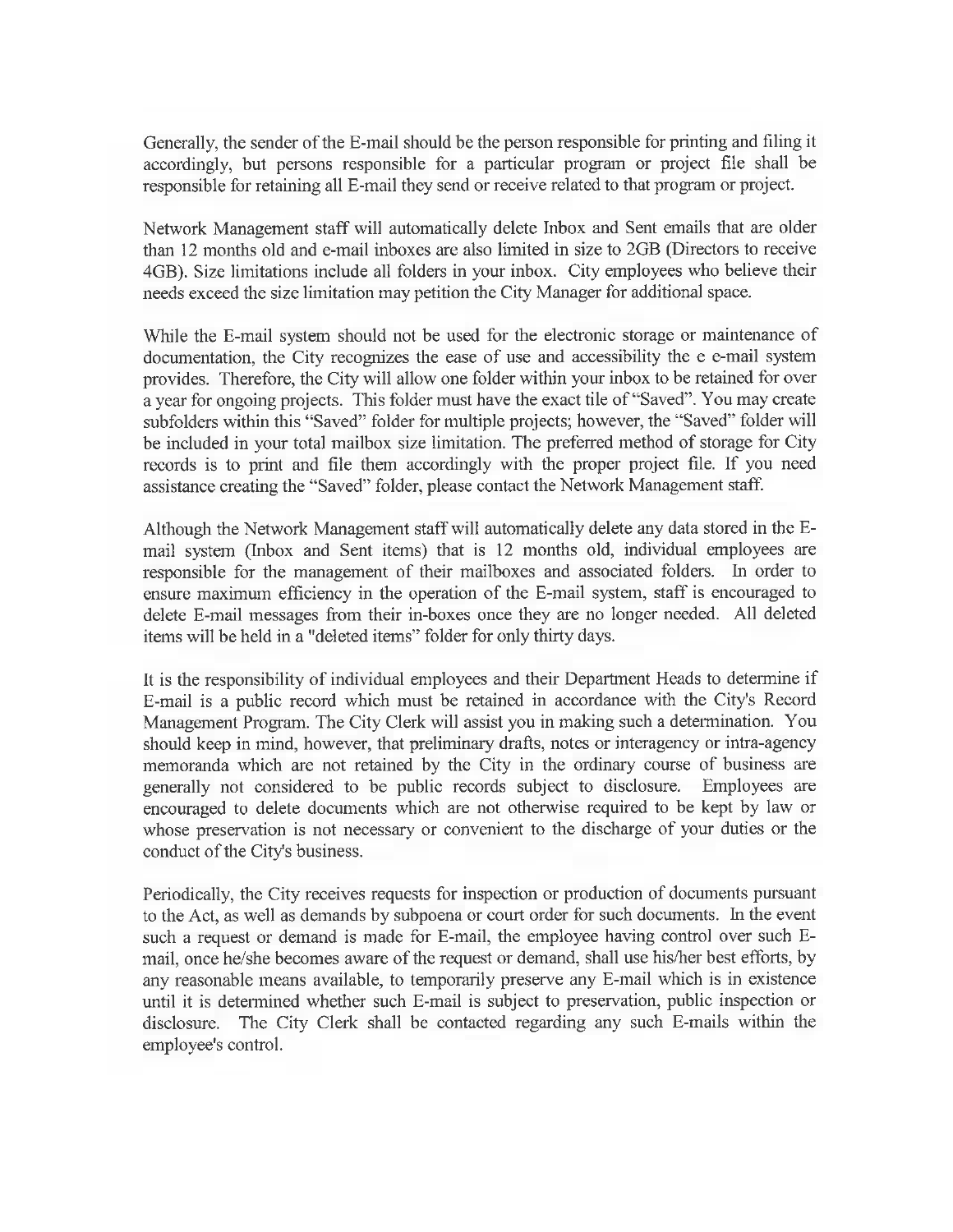Generally, the sender of the E-mail should be the person responsible for printing and filing it accordingly, but persons responsible for a particular program or project file shall be responsible for retaining all E-mail they send or receive related to that program or project.

Network Management staff will automatically delete Inbox and Sent emails that are older than 12 months old and e-mail inboxes are also limited in size to 2GB (Directors to receive 4GB). Size limitations include all folders in your inbox. City employees who believe their needs exceed the size limitation may petition the City Manager for additional space.

While the E-mail system should not be used for the electronic storage or maintenance of documentation, the City recognizes the ease of use and accessibility the e e-mail system provides. Therefore, the City will allow one folder within your inbox to be retained for over a year for ongoing projects. This folder must have the exact tile of "Saved". You may create subfolders within this "Saved" folder for multiple projects; however, the "Saved" folder will be included in your total mailbox size limitation. The preferred method of storage for City records is to print and file them accordingly with the proper project file. If you need assistance creating the "Saved" folder, please contact the Network Management staff.

Although the Network Management staff will automatically delete any data stored in the E-mail system (Inbox and Sent items) that is 12 months old, individual employees are responsible for the management of their mailboxes and associated folders. In order to ensure maximum efficiency in the operation of the E-mail system, staff is encouraged to delete E-mail messages from their in-boxes once they are no longer needed. All deleted items will be held in a "deleted items" folder for only thirty days.

It is the responsibility of individual employees and their Department Heads to determine if E-mail is a public record which must be retained in accordance with the City's Record Management Program. The City Clerk will assist you in making such a determination. You should keep in mind, however, that preliminary drafts, notes or interagency or intra-agency memoranda which are not retained by the City in the ordinary course of business are generally not considered to be public records subject to disclosure. Employees are encouraged to delete documents which are not otherwise required to be kept by law or whose preservation is not necessary or convenient to the discharge of your duties or the conduct of the City's business.

Periodically, the City receives requests for inspection or production of documents pursuant to the Act, as well as demands by subpoena or court order for such documents. In the event such a request or demand is made for E-mail, the employee having control over such E-mail, once he/she becomes aware of the request or demand, shall use his/her best efforts, by any reasonable means available, to temporarily preserve any E-mail which is in existence until it is determined whether such E-mail is subject to preservation, public inspection or disclosure. The City Clerk shall be contacted regarding any such E-mails within the employee's control.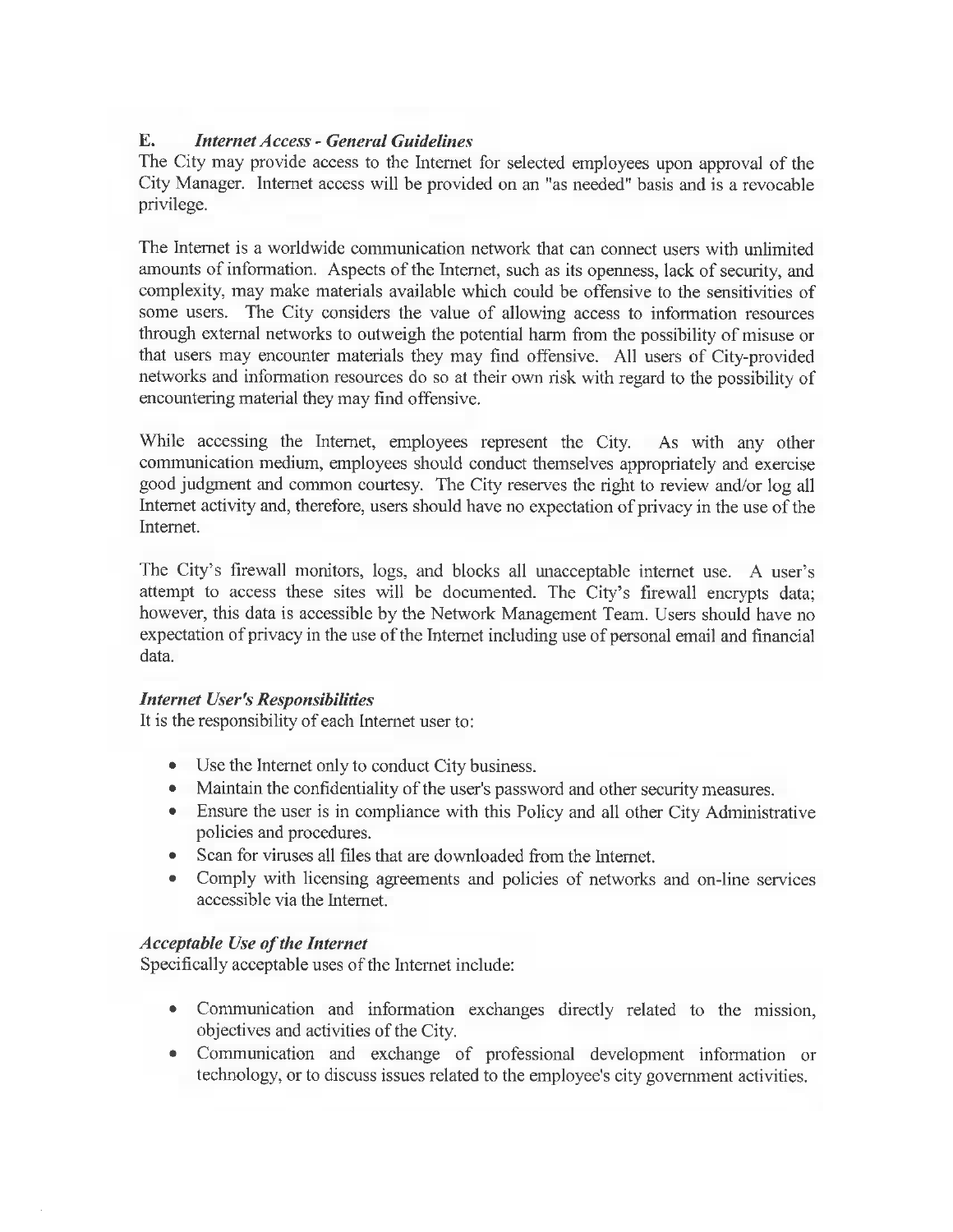## E. *Internet Access - General Guidelines*

The City may provide access to the Internet for selected employees upon approval of the City Manager. Internet access will be provided on an "as needed" basis and is a revocable privilege.

The Internet is a worldwide communication network that can connect users with unlimited amounts of information. Aspects of the Internet, such as its openness, lack of security, and complexity, may make materials available which could be offensive to the sensitivities of some users. The City considers the value of allowing access to information resources through external networks to outweigh the potential harm from the possibility of misuse or that users may encounter materials they may find offensive. All users of City-provided networks and information resources do so at their own risk with regard to the possibility of encountering material they may find offensive.

While accessing the Internet, employees represent the City. As with any other communication medium, employees should conduct themselves appropriately and exercise good judgment and common courtesy. The City reserves the right to review and/or log all Internet activity and, therefore, users should have no expectation of privacy in the use of the Internet.

The City's firewall monitors, logs, and blocks all unacceptable internet use. A user's attempt to access these sites will be documented. The City's firewall encrypts data; however, this data is accessible by the Network Management Team. Users should have no expectation of privacy in the use of the Internet including use of personal email and financial data.

### *Internet User's Responsibilities*

It is the responsibility of each Internet user to:

- Use the Internet only to conduct City business.
- Maintain the confidentiality of the user's password and other security measures.
- Ensure the user is in compliance with this Policy and all other City Administrative policies and procedures.
- Scan for viruses all files that are downloaded from the Internet.
- Comply with licensing agreements and policies of networks and on-line services accessible via the Internet.

### *Acceptable Use of the Internet*

Specifically acceptable uses of the Internet include:

- Communication and information exchanges directly related to the mission, objectives and activities of the City.
- Communication and exchange of professional development information or technology, or to discuss issues related to the employee's city government activities.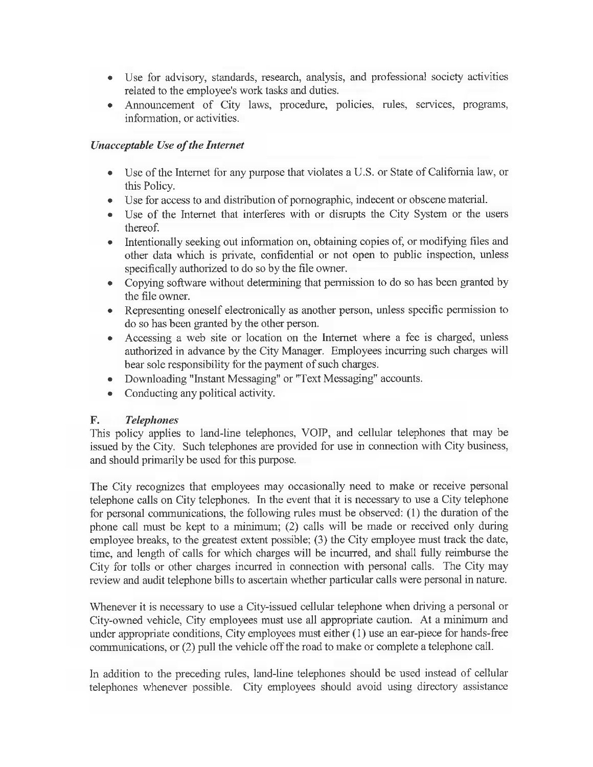- Use for advisory, standards, research, analysis, and professional society activities related to the employee's work tasks and duties.
- Announcement of City laws, procedure, policies, rules, services, programs, information, or activities.

***Unacceptable Use of the Internet***

- Use of the Internet for any purpose that violates a U.S. or State of California law, or this Policy.
- Use for access to and distribution of pornographic, indecent or obscene material.
- Use of the Internet that interferes with or disrupts the City System or the users thereof.
- Intentionally seeking out information on, obtaining copies of, or modifying files and other data which is private, confidential or not open to public inspection, unless specifically authorized to do so by the file owner.
- Copying software without determining that permission to do so has been granted by the file owner.
- Representing oneself electronically as another person, unless specific permission to do so has been granted by the other person.
- Accessing a web site or location on the Internet where a fee is charged, unless authorized in advance by the City Manager. Employees incurring such charges will bear sole responsibility for the payment of such charges.
- Downloading "Instant Messaging" or "Text Messaging" accounts.
- Conducting any political activity.

**F. *Telephones***

This policy applies to land-line telephones, VOIP, and cellular telephones that may be issued by the City. Such telephones are provided for use in connection with City business, and should primarily be used for this purpose.

The City recognizes that employees may occasionally need to make or receive personal telephone calls on City telephones. In the event that it is necessary to use a City telephone for personal communications, the following rules must be observed: (1) the duration of the phone call must be kept to a minimum; (2) calls will be made or received only during employee breaks, to the greatest extent possible; (3) the City employee must track the date, time, and length of calls for which charges will be incurred, and shall fully reimburse the City for tolls or other charges incurred in connection with personal calls. The City may review and audit telephone bills to ascertain whether particular calls were personal in nature.

Whenever it is necessary to use a City-issued cellular telephone when driving a personal or City-owned vehicle, City employees must use all appropriate caution. At a minimum and under appropriate conditions, City employees must either (1) use an ear-piece for hands-free communications, or (2) pull the vehicle off the road to make or complete a telephone call.

In addition to the preceding rules, land-line telephones should be used instead of cellular telephones whenever possible. City employees should avoid using directory assistance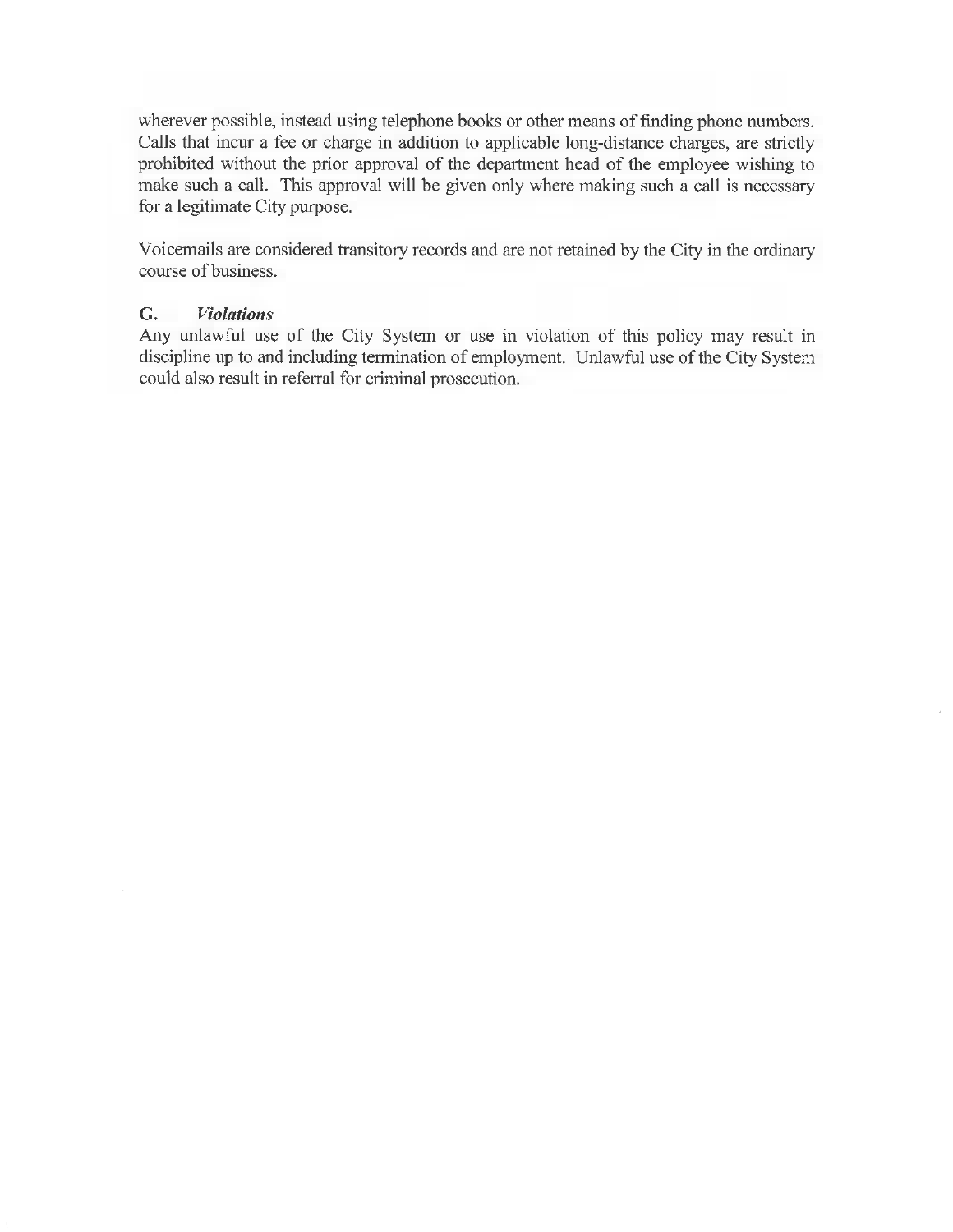wherever possible, instead using telephone books or other means of finding phone numbers. Calls that incur a fee or charge in addition to applicable long-distance charges, are strictly prohibited without the prior approval of the department head of the employee wishing to make such a call. This approval will be given only where making such a call is necessary for a legitimate City purpose.

Voicemails are considered transitory records and are not retained by the City in the ordinary course of business.

### G. *Violations*

Any unlawful use of the City System or use in violation of this policy may result in discipline up to and including termination of employment. Unlawful use of the City System could also result in referral for criminal prosecution.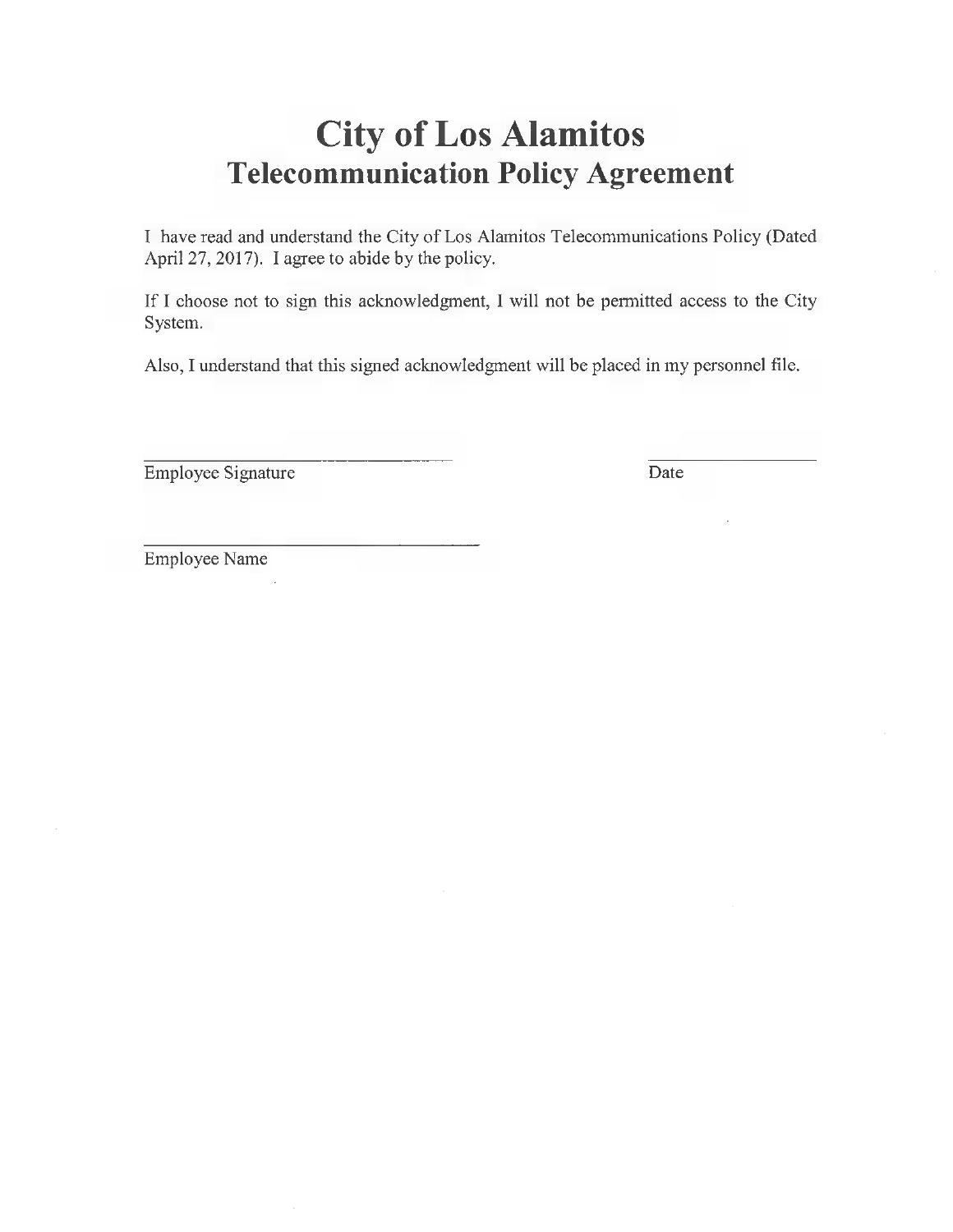# City of Los Alamitos
## Telecommunication Policy Agreement

I have read and understand the City of Los Alamitos Telecommunications Policy (Dated April 27, 2017). I agree to abide by the policy.

If I choose not to sign this acknowledgment, I will not be permitted access to the City System.

Also, I understand that this signed acknowledgment will be placed in my personnel file.

______________________________ ______________
Employee Signature Date

______________________________
Employee Name